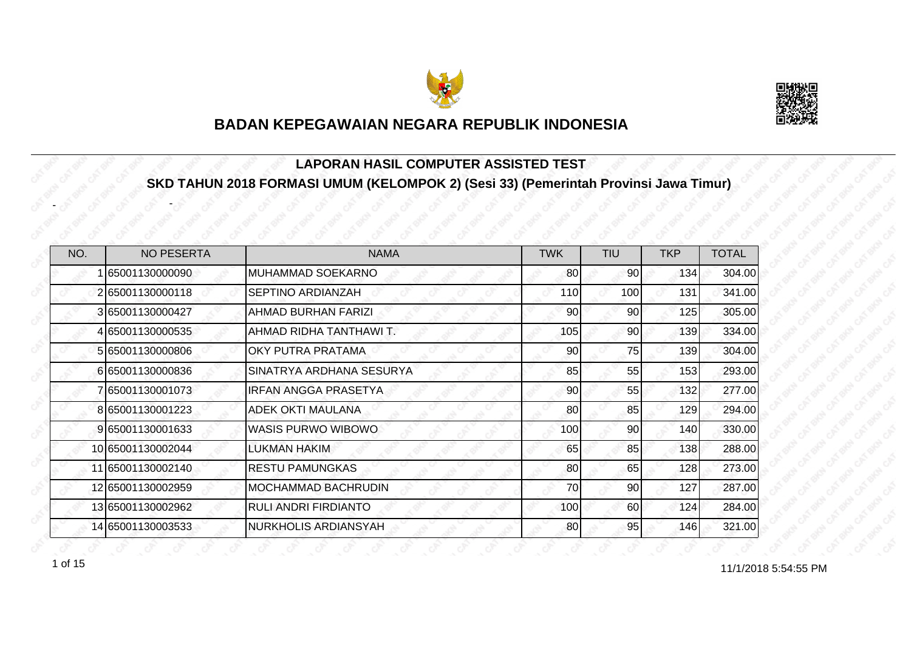# BADAN KEPEGAWAIAN NEGARA REPUBLIK INDONESIA

## LAPORAN HASIL COMPUTER ASSISTED TEST

## SKD TAHUN 2018 FORMASI UMUM (KELOMPOK 2) (Sesi 33) (Pemerintah Provinsi Jawa Timur)

- -

| NO. | NO PESERTA | NAMA | TWK | TIU | TKP | TOTAL |
|---|---|---|---|---|---|---|
| 1 | 65001130000090 | MUHAMMAD SOEKARNO | 80 | 90 | 134 | 304.00 |
| 2 | 65001130000118 | SEPTINO ARDIANZAH | 110 | 100 | 131 | 341.00 |
| 3 | 65001130000427 | AHMAD BURHAN FARIZI | 90 | 90 | 125 | 305.00 |
| 4 | 65001130000535 | AHMAD RIDHA TANTHAWI T. | 105 | 90 | 139 | 334.00 |
| 5 | 65001130000806 | OKY PUTRA PRATAMA | 90 | 75 | 139 | 304.00 |
| 6 | 65001130000836 | SINATRYA ARDHANA SESURYA | 85 | 55 | 153 | 293.00 |
| 7 | 65001130001073 | IRFAN ANGGA PRASETYA | 90 | 55 | 132 | 277.00 |
| 8 | 65001130001223 | ADEK OKTI MAULANA | 80 | 85 | 129 | 294.00 |
| 9 | 65001130001633 | WASIS PURWO WIBOWO | 100 | 90 | 140 | 330.00 |
| 10 | 65001130002044 | LUKMAN HAKIM | 65 | 85 | 138 | 288.00 |
| 11 | 65001130002140 | RESTU PAMUNGKAS | 80 | 65 | 128 | 273.00 |
| 12 | 65001130002959 | MOCHAMMAD BACHRUDIN | 70 | 90 | 127 | 287.00 |
| 13 | 65001130002962 | RULI ANDRI FIRDIANTO | 100 | 60 | 124 | 284.00 |
| 14 | 65001130003533 | NURKHOLIS ARDIANSYAH | 80 | 95 | 146 | 321.00 |

11/1/2018 5:54:55 PM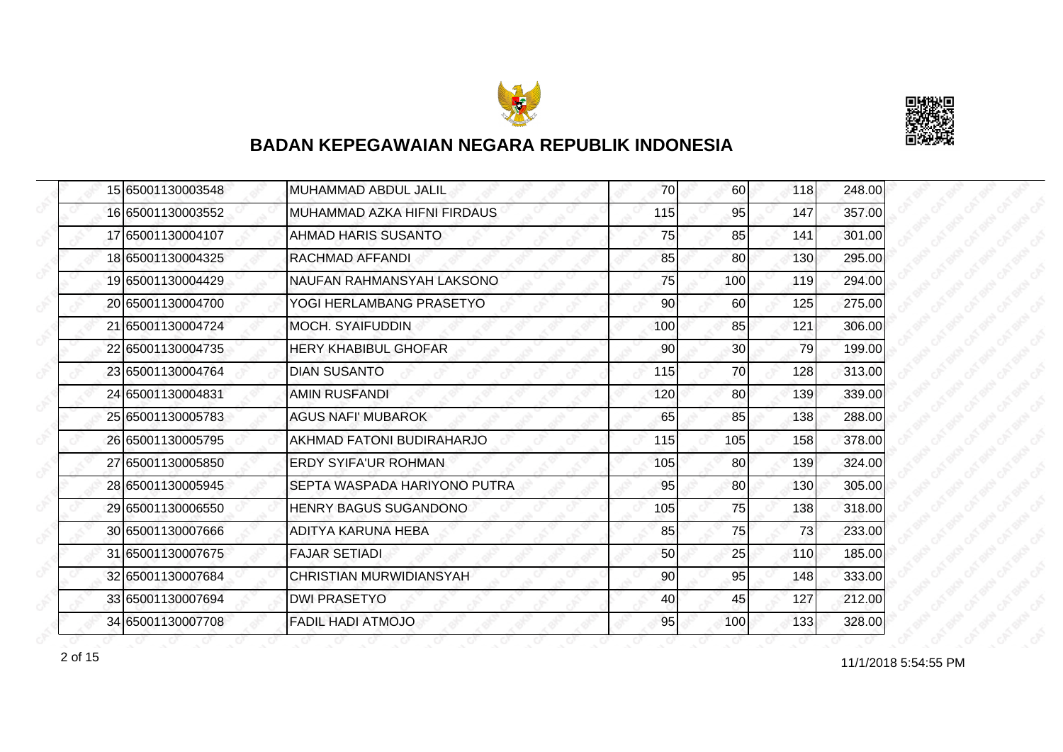**BADAN KEPEGAWAIAN NEGARA REPUBLIK INDONESIA**

| | | | | | | |
|---|---|---|---|---|---|---|
| 15 | 65001130003548 | MUHAMMAD ABDUL JALIL | 70 | 60 | 118 | 248.00 |
| 16 | 65001130003552 | MUHAMMAD AZKA HIFNI FIRDAUS | 115 | 95 | 147 | 357.00 |
| 17 | 65001130004107 | AHMAD HARIS SUSANTO | 75 | 85 | 141 | 301.00 |
| 18 | 65001130004325 | RACHMAD AFFANDI | 85 | 80 | 130 | 295.00 |
| 19 | 65001130004429 | NAUFAN RAHMANSYAH LAKSONO | 75 | 100 | 119 | 294.00 |
| 20 | 65001130004700 | YOGI HERLAMBANG PRASETYO | 90 | 60 | 125 | 275.00 |
| 21 | 65001130004724 | MOCH. SYAIFUDDIN | 100 | 85 | 121 | 306.00 |
| 22 | 65001130004735 | HERY KHABIBUL GHOFAR | 90 | 30 | 79 | 199.00 |
| 23 | 65001130004764 | DIAN SUSANTO | 115 | 70 | 128 | 313.00 |
| 24 | 65001130004831 | AMIN RUSFANDI | 120 | 80 | 139 | 339.00 |
| 25 | 65001130005783 | AGUS NAFI' MUBAROK | 65 | 85 | 138 | 288.00 |
| 26 | 65001130005795 | AKHMAD FATONI BUDIRAHARJO | 115 | 105 | 158 | 378.00 |
| 27 | 65001130005850 | ERDY SYIFA'UR ROHMAN | 105 | 80 | 139 | 324.00 |
| 28 | 65001130005945 | SEPTA WASPADA HARIYONO PUTRA | 95 | 80 | 130 | 305.00 |
| 29 | 65001130006550 | HENRY BAGUS SUGANDONO | 105 | 75 | 138 | 318.00 |
| 30 | 65001130007666 | ADITYA KARUNA HEBA | 85 | 75 | 73 | 233.00 |
| 31 | 65001130007675 | FAJAR SETIADI | 50 | 25 | 110 | 185.00 |
| 32 | 65001130007684 | CHRISTIAN MURWIDIANSYAH | 90 | 95 | 148 | 333.00 |
| 33 | 65001130007694 | DWI PRASETYO | 40 | 45 | 127 | 212.00 |
| 34 | 65001130007708 | FADIL HADI ATMOJO | 95 | 100 | 133 | 328.00 |

11/1/2018 5:54:55 PM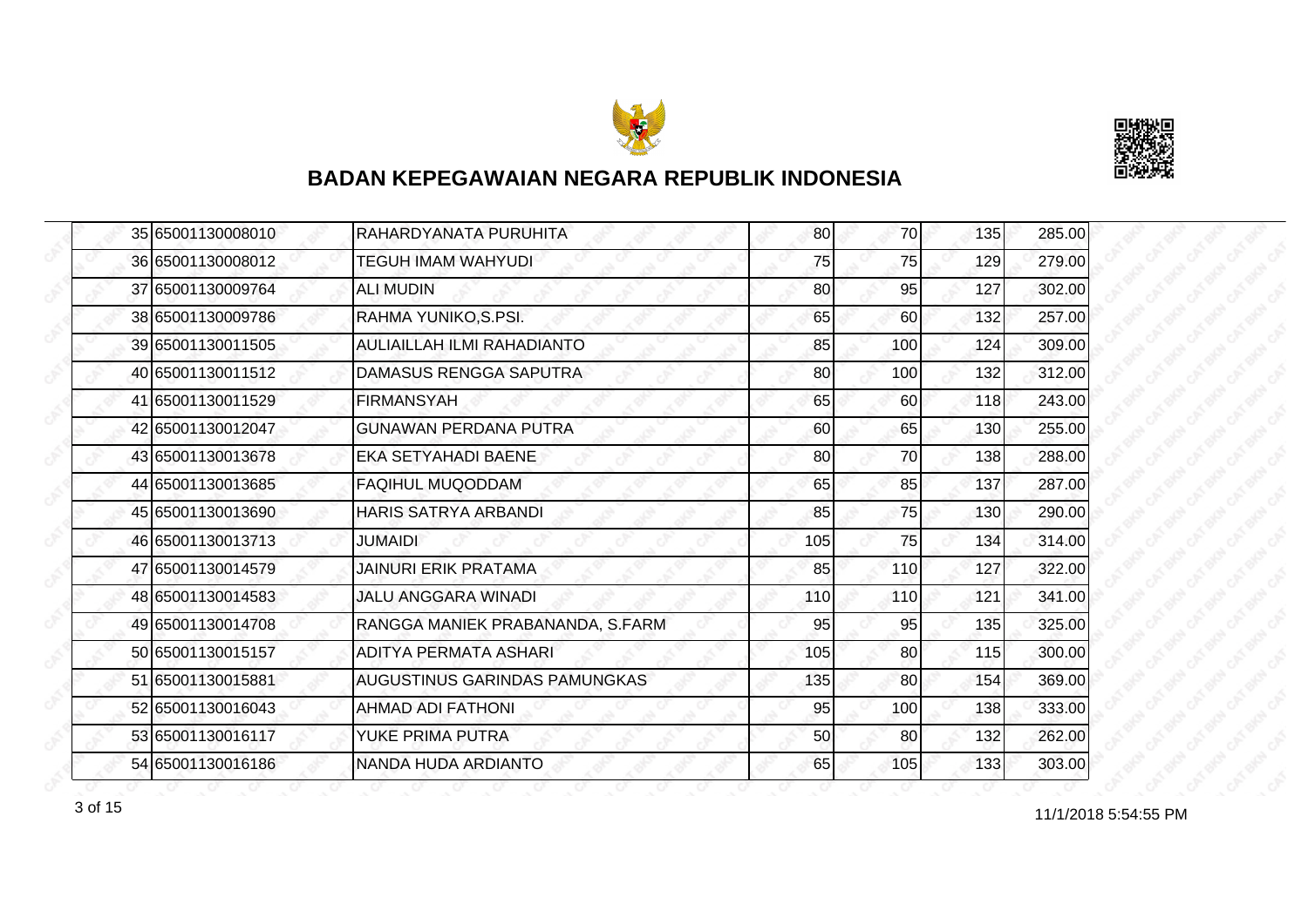## BADAN KEPEGAWAIAN NEGARA REPUBLIK INDONESIA

| | | | | | | |
|---|---|---|---|---|---|---|
| 35 | 65001130008010 | RAHARDYANATA PURUHITA | 80 | 70 | 135 | 285.00 |
| 36 | 65001130008012 | TEGUH IMAM WAHYUDI | 75 | 75 | 129 | 279.00 |
| 37 | 65001130009764 | ALI MUDIN | 80 | 95 | 127 | 302.00 |
| 38 | 65001130009786 | RAHMA YUNIKO,S.PSI. | 65 | 60 | 132 | 257.00 |
| 39 | 65001130011505 | AULIAILLAH ILMI RAHADIANTO | 85 | 100 | 124 | 309.00 |
| 40 | 65001130011512 | DAMASUS RENGGA SAPUTRA | 80 | 100 | 132 | 312.00 |
| 41 | 65001130011529 | FIRMANSYAH | 65 | 60 | 118 | 243.00 |
| 42 | 65001130012047 | GUNAWAN PERDANA PUTRA | 60 | 65 | 130 | 255.00 |
| 43 | 65001130013678 | EKA SETYAHADI BAENE | 80 | 70 | 138 | 288.00 |
| 44 | 65001130013685 | FAQIHUL MUQODDAM | 65 | 85 | 137 | 287.00 |
| 45 | 65001130013690 | HARIS SATRYA ARBANDI | 85 | 75 | 130 | 290.00 |
| 46 | 65001130013713 | JUMAIDI | 105 | 75 | 134 | 314.00 |
| 47 | 65001130014579 | JAINURI ERIK PRATAMA | 85 | 110 | 127 | 322.00 |
| 48 | 65001130014583 | JALU ANGGARA WINADI | 110 | 110 | 121 | 341.00 |
| 49 | 65001130014708 | RANGGA MANIEK PRABANANDA, S.FARM | 95 | 95 | 135 | 325.00 |
| 50 | 65001130015157 | ADITYA PERMATA ASHARI | 105 | 80 | 115 | 300.00 |
| 51 | 65001130015881 | AUGUSTINUS GARINDAS PAMUNGKAS | 135 | 80 | 154 | 369.00 |
| 52 | 65001130016043 | AHMAD ADI FATHONI | 95 | 100 | 138 | 333.00 |
| 53 | 65001130016117 | YUKE PRIMA PUTRA | 50 | 80 | 132 | 262.00 |
| 54 | 65001130016186 | NANDA HUDA ARDIANTO | 65 | 105 | 133 | 303.00 |

11/1/2018 5:54:55 PM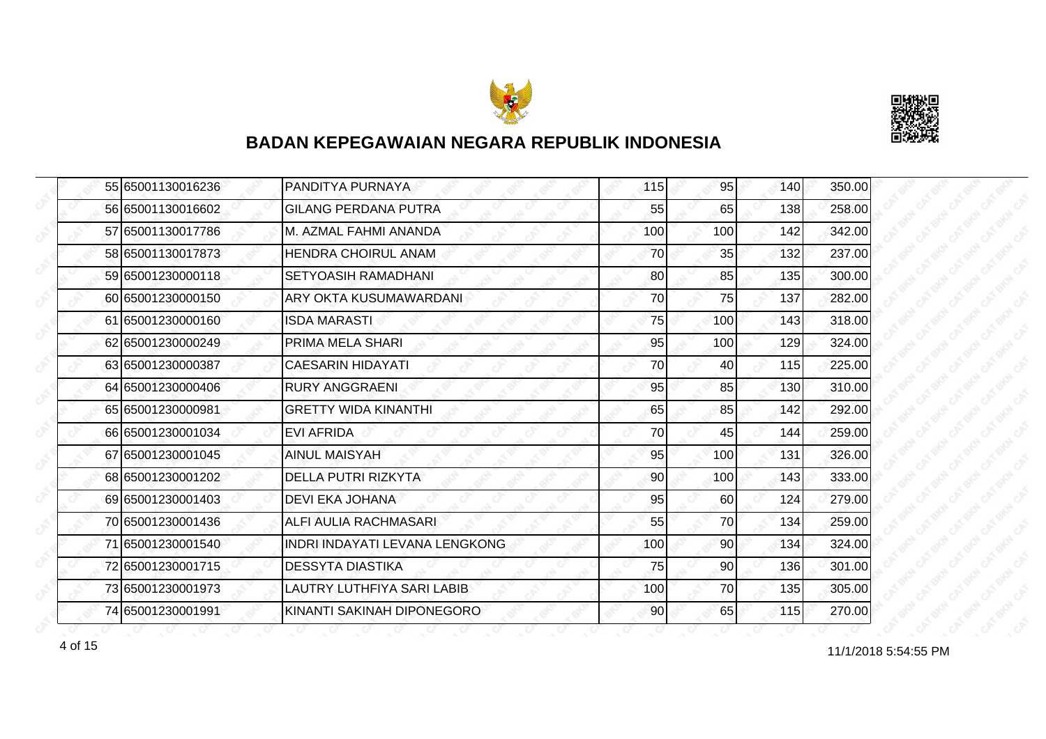# BADAN KEPEGAWAIAN NEGARA REPUBLIK INDONESIA

| | | | | | | |
|---|---|---|---|---|---|---|
| 55 | 65001130016236 | PANDITYA PURNAYA | 115 | 95 | 140 | 350.00 |
| 56 | 65001130016602 | GILANG PERDANA PUTRA | 55 | 65 | 138 | 258.00 |
| 57 | 65001130017786 | M. AZMAL FAHMI ANANDA | 100 | 100 | 142 | 342.00 |
| 58 | 65001130017873 | HENDRA CHOIRUL ANAM | 70 | 35 | 132 | 237.00 |
| 59 | 65001230000118 | SETYOASIH RAMADHANI | 80 | 85 | 135 | 300.00 |
| 60 | 65001230000150 | ARY OKTA KUSUMAWARDANI | 70 | 75 | 137 | 282.00 |
| 61 | 65001230000160 | ISDA MARASTI | 75 | 100 | 143 | 318.00 |
| 62 | 65001230000249 | PRIMA MELA SHARI | 95 | 100 | 129 | 324.00 |
| 63 | 65001230000387 | CAESARIN HIDAYATI | 70 | 40 | 115 | 225.00 |
| 64 | 65001230000406 | RURY ANGGRAENI | 95 | 85 | 130 | 310.00 |
| 65 | 65001230000981 | GRETTY WIDA KINANTHI | 65 | 85 | 142 | 292.00 |
| 66 | 65001230001034 | EVI AFRIDA | 70 | 45 | 144 | 259.00 |
| 67 | 65001230001045 | AINUL MAISYAH | 95 | 100 | 131 | 326.00 |
| 68 | 65001230001202 | DELLA PUTRI RIZKYTA | 90 | 100 | 143 | 333.00 |
| 69 | 65001230001403 | DEVI EKA JOHANA | 95 | 60 | 124 | 279.00 |
| 70 | 65001230001436 | ALFI AULIA RACHMASARI | 55 | 70 | 134 | 259.00 |
| 71 | 65001230001540 | INDRI INDAYATI LEVANA LENGKONG | 100 | 90 | 134 | 324.00 |
| 72 | 65001230001715 | DESSYTA DIASTIKA | 75 | 90 | 136 | 301.00 |
| 73 | 65001230001973 | LAUTRY LUTHFIYA SARI LABIB | 100 | 70 | 135 | 305.00 |
| 74 | 65001230001991 | KINANTI SAKINAH DIPONEGORO | 90 | 65 | 115 | 270.00 |

11/1/2018 5:54:55 PM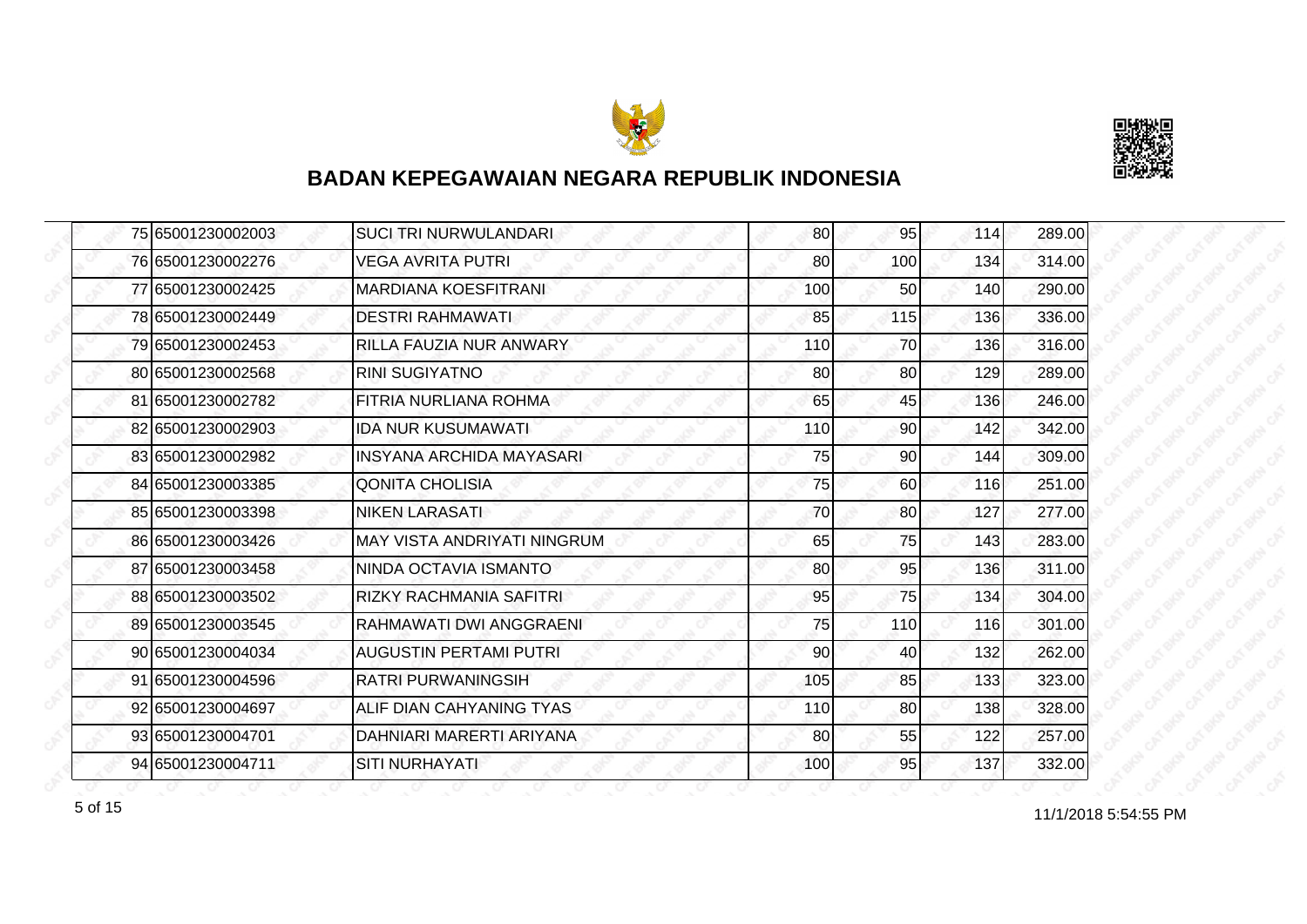## BADAN KEPEGAWAIAN NEGARA REPUBLIK INDONESIA

| | | | | | | |
|---|---|---|---|---|---|---|
| 75 | 65001230002003 | SUCI TRI NURWULANDARI | 80 | 95 | 114 | 289.00 |
| 76 | 65001230002276 | VEGA AVRITA PUTRI | 80 | 100 | 134 | 314.00 |
| 77 | 65001230002425 | MARDIANA KOESFITRANI | 100 | 50 | 140 | 290.00 |
| 78 | 65001230002449 | DESTRI RAHMAWATI | 85 | 115 | 136 | 336.00 |
| 79 | 65001230002453 | RILLA FAUZIA NUR ANWARY | 110 | 70 | 136 | 316.00 |
| 80 | 65001230002568 | RINI SUGIYATNO | 80 | 80 | 129 | 289.00 |
| 81 | 65001230002782 | FITRIA NURLIANA ROHMA | 65 | 45 | 136 | 246.00 |
| 82 | 65001230002903 | IDA NUR KUSUMAWATI | 110 | 90 | 142 | 342.00 |
| 83 | 65001230002982 | INSYANA ARCHIDA MAYASARI | 75 | 90 | 144 | 309.00 |
| 84 | 65001230003385 | QONITA CHOLISIA | 75 | 60 | 116 | 251.00 |
| 85 | 65001230003398 | NIKEN LARASATI | 70 | 80 | 127 | 277.00 |
| 86 | 65001230003426 | MAY VISTA ANDRIYATI NINGRUM | 65 | 75 | 143 | 283.00 |
| 87 | 65001230003458 | NINDA OCTAVIA ISMANTO | 80 | 95 | 136 | 311.00 |
| 88 | 65001230003502 | RIZKY RACHMANIA SAFITRI | 95 | 75 | 134 | 304.00 |
| 89 | 65001230003545 | RAHMAWATI DWI ANGGRAENI | 75 | 110 | 116 | 301.00 |
| 90 | 65001230004034 | AUGUSTIN PERTAMI PUTRI | 90 | 40 | 132 | 262.00 |
| 91 | 65001230004596 | RATRI PURWANINGSIH | 105 | 85 | 133 | 323.00 |
| 92 | 65001230004697 | ALIF DIAN CAHYANING TYAS | 110 | 80 | 138 | 328.00 |
| 93 | 65001230004701 | DAHNIARI MARERTI ARIYANA | 80 | 55 | 122 | 257.00 |
| 94 | 65001230004711 | SITI NURHAYATI | 100 | 95 | 137 | 332.00 |

11/1/2018 5:54:55 PM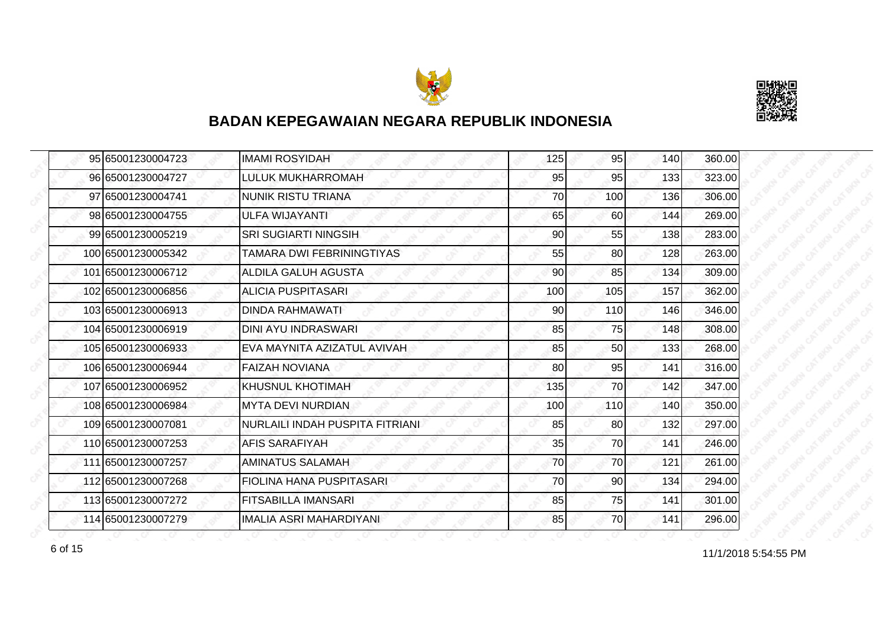# BADAN KEPEGAWAIAN NEGARA REPUBLIK INDONESIA

| | | | | | | |
|---|---|---|---|---|---|---|
| 95 | 65001230004723 | IMAMI ROSYIDAH | 125 | 95 | 140 | 360.00 |
| 96 | 65001230004727 | LULUK MUKHARROMAH | 95 | 95 | 133 | 323.00 |
| 97 | 65001230004741 | NUNIK RISTU TRIANA | 70 | 100 | 136 | 306.00 |
| 98 | 65001230004755 | ULFA WIJAYANTI | 65 | 60 | 144 | 269.00 |
| 99 | 65001230005219 | SRI SUGIARTI NINGSIH | 90 | 55 | 138 | 283.00 |
| 100 | 65001230005342 | TAMARA DWI FEBRININGTIYAS | 55 | 80 | 128 | 263.00 |
| 101 | 65001230006712 | ALDILA GALUH AGUSTA | 90 | 85 | 134 | 309.00 |
| 102 | 65001230006856 | ALICIA PUSPITASARI | 100 | 105 | 157 | 362.00 |
| 103 | 65001230006913 | DINDA RAHMAWATI | 90 | 110 | 146 | 346.00 |
| 104 | 65001230006919 | DINI AYU INDRASWARI | 85 | 75 | 148 | 308.00 |
| 105 | 65001230006933 | EVA MAYNITA AZIZATUL AVIVAH | 85 | 50 | 133 | 268.00 |
| 106 | 65001230006944 | FAIZAH NOVIANA | 80 | 95 | 141 | 316.00 |
| 107 | 65001230006952 | KHUSNUL KHOTIMAH | 135 | 70 | 142 | 347.00 |
| 108 | 65001230006984 | MYTA DEVI NURDIAN | 100 | 110 | 140 | 350.00 |
| 109 | 65001230007081 | NURLAILI INDAH PUSPITA FITRIANI | 85 | 80 | 132 | 297.00 |
| 110 | 65001230007253 | AFIS SARAFIYAH | 35 | 70 | 141 | 246.00 |
| 111 | 65001230007257 | AMINATUS SALAMAH | 70 | 70 | 121 | 261.00 |
| 112 | 65001230007268 | FIOLINA HANA PUSPITASARI | 70 | 90 | 134 | 294.00 |
| 113 | 65001230007272 | FITSABILLA IMANSARI | 85 | 75 | 141 | 301.00 |
| 114 | 65001230007279 | IMALIA ASRI MAHARDIYANI | 85 | 70 | 141 | 296.00 |

11/1/2018 5:54:55 PM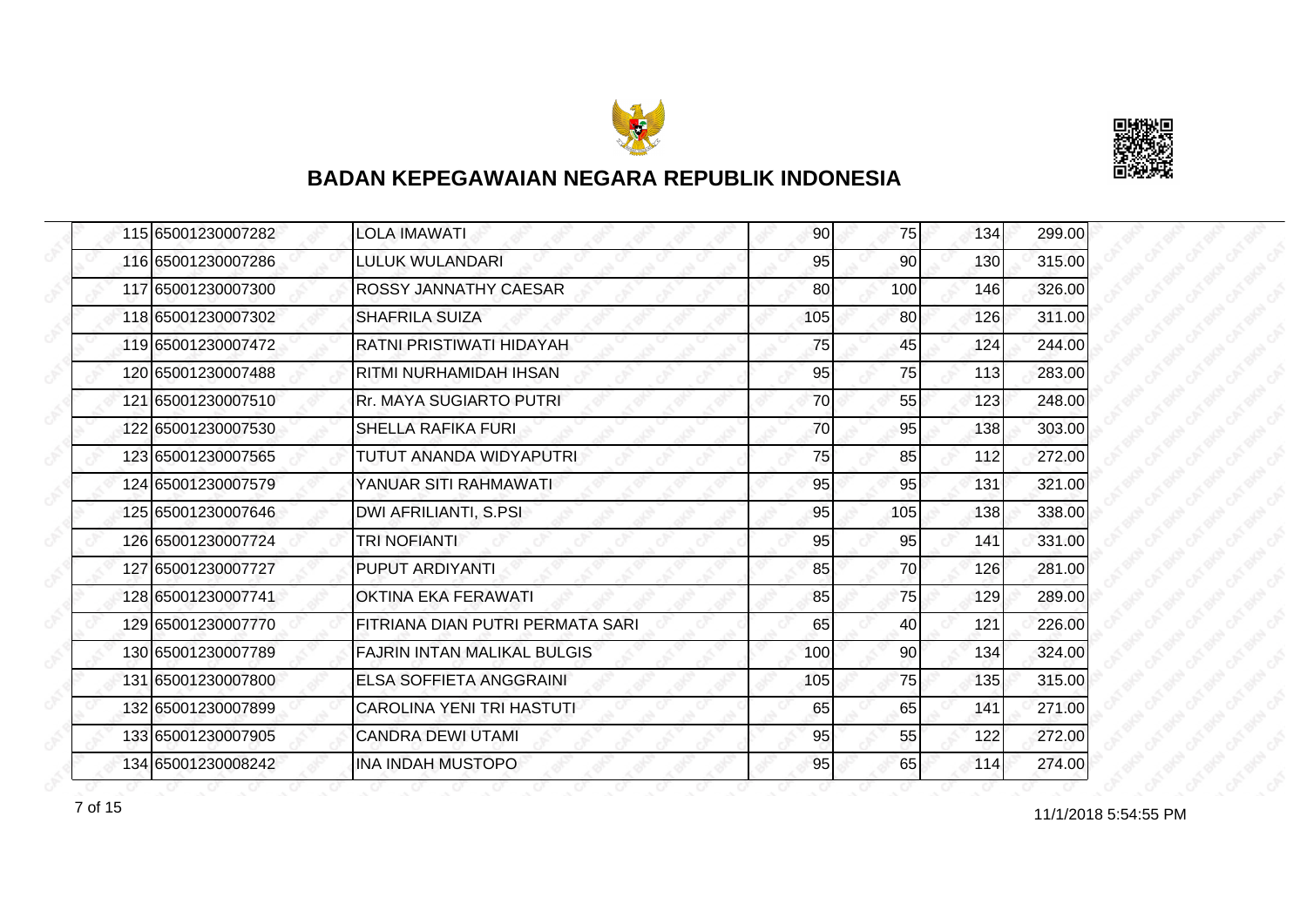# BADAN KEPEGAWAIAN NEGARA REPUBLIK INDONESIA

| | | | | | | |
|---|---|---|---|---|---|---|
| 115 | 65001230007282 | LOLA IMAWATI | 90 | 75 | 134 | 299.00 |
| 116 | 65001230007286 | LULUK WULANDARI | 95 | 90 | 130 | 315.00 |
| 117 | 65001230007300 | ROSSY JANNATHY CAESAR | 80 | 100 | 146 | 326.00 |
| 118 | 65001230007302 | SHAFRILA SUIZA | 105 | 80 | 126 | 311.00 |
| 119 | 65001230007472 | RATNI PRISTIWATI HIDAYAH | 75 | 45 | 124 | 244.00 |
| 120 | 65001230007488 | RITMI NURHAMIDAH IHSAN | 95 | 75 | 113 | 283.00 |
| 121 | 65001230007510 | Rr. MAYA SUGIARTO PUTRI | 70 | 55 | 123 | 248.00 |
| 122 | 65001230007530 | SHELLA RAFIKA FURI | 70 | 95 | 138 | 303.00 |
| 123 | 65001230007565 | TUTUT ANANDA WIDYAPUTRI | 75 | 85 | 112 | 272.00 |
| 124 | 65001230007579 | YANUAR SITI RAHMAWATI | 95 | 95 | 131 | 321.00 |
| 125 | 65001230007646 | DWI AFRILIANTI, S.PSI | 95 | 105 | 138 | 338.00 |
| 126 | 65001230007724 | TRI NOFIANTI | 95 | 95 | 141 | 331.00 |
| 127 | 65001230007727 | PUPUT ARDIYANTI | 85 | 70 | 126 | 281.00 |
| 128 | 65001230007741 | OKTINA EKA FERAWATI | 85 | 75 | 129 | 289.00 |
| 129 | 65001230007770 | FITRIANA DIAN PUTRI PERMATA SARI | 65 | 40 | 121 | 226.00 |
| 130 | 65001230007789 | FAJRIN INTAN MALIKAL BULGIS | 100 | 90 | 134 | 324.00 |
| 131 | 65001230007800 | ELSA SOFFIETA ANGGRAINI | 105 | 75 | 135 | 315.00 |
| 132 | 65001230007899 | CAROLINA YENI TRI HASTUTI | 65 | 65 | 141 | 271.00 |
| 133 | 65001230007905 | CANDRA DEWI UTAMI | 95 | 55 | 122 | 272.00 |
| 134 | 65001230008242 | INA INDAH MUSTOPO | 95 | 65 | 114 | 274.00 |

11/1/2018 5:54:55 PM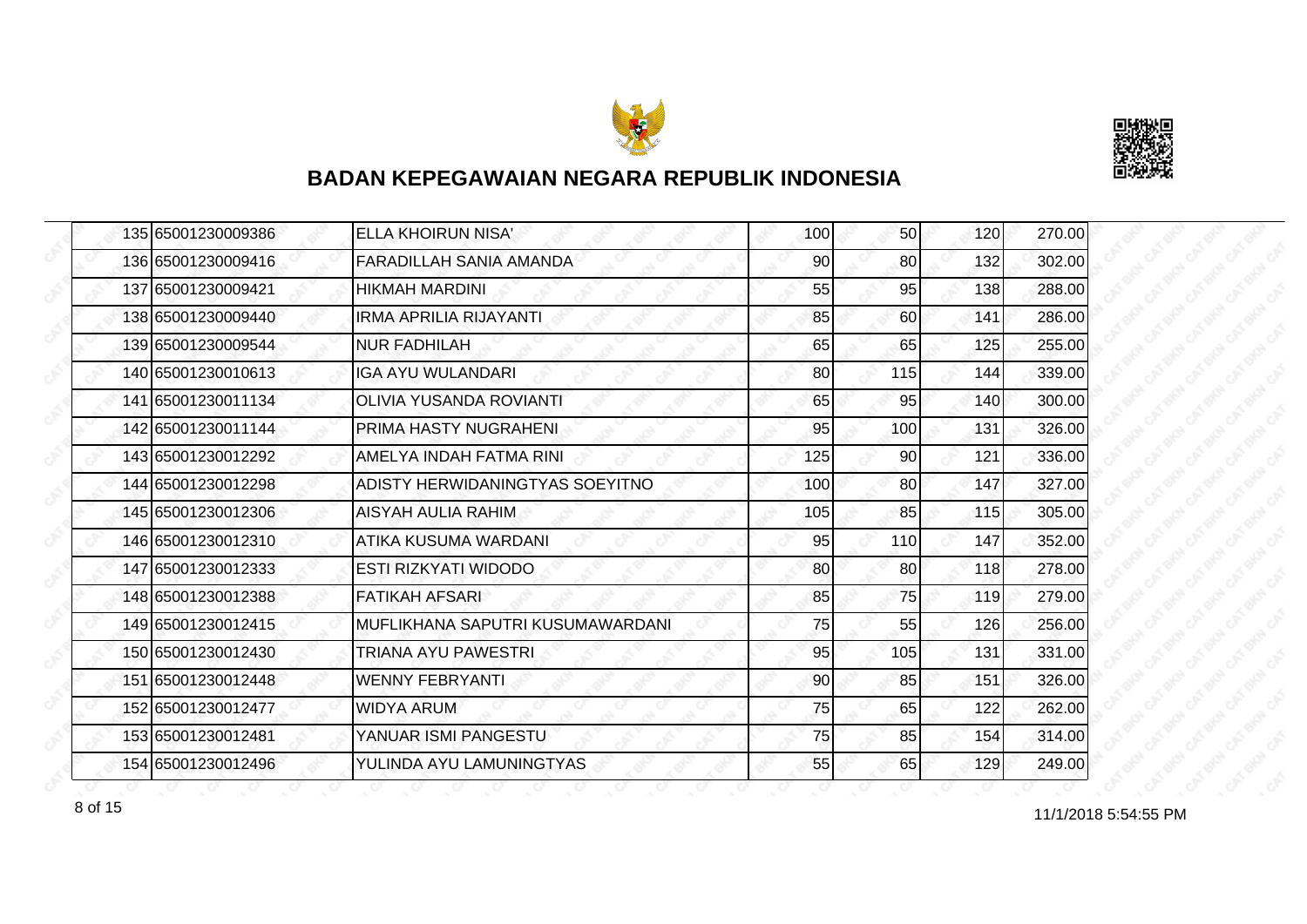# BADAN KEPEGAWAIAN NEGARA REPUBLIK INDONESIA

| | | | | | | |
|---|---|---|---|---|---|---|
| 135 | 65001230009386 | ELLA KHOIRUN NISA' | 100 | 50 | 120 | 270.00 |
| 136 | 65001230009416 | FARADILLAH SANIA AMANDA | 90 | 80 | 132 | 302.00 |
| 137 | 65001230009421 | HIKMAH MARDINI | 55 | 95 | 138 | 288.00 |
| 138 | 65001230009440 | IRMA APRILIA RIJAYANTI | 85 | 60 | 141 | 286.00 |
| 139 | 65001230009544 | NUR FADHILAH | 65 | 65 | 125 | 255.00 |
| 140 | 65001230010613 | IGA AYU WULANDARI | 80 | 115 | 144 | 339.00 |
| 141 | 65001230011134 | OLIVIA YUSANDA ROVIANTI | 65 | 95 | 140 | 300.00 |
| 142 | 65001230011144 | PRIMA HASTY NUGRAHENI | 95 | 100 | 131 | 326.00 |
| 143 | 65001230012292 | AMELYA INDAH FATMA RINI | 125 | 90 | 121 | 336.00 |
| 144 | 65001230012298 | ADISTY HERWIDANINGTYAS SOEYITNO | 100 | 80 | 147 | 327.00 |
| 145 | 65001230012306 | AISYAH AULIA RAHIM | 105 | 85 | 115 | 305.00 |
| 146 | 65001230012310 | ATIKA KUSUMA WARDANI | 95 | 110 | 147 | 352.00 |
| 147 | 65001230012333 | ESTI RIZKYATI WIDODO | 80 | 80 | 118 | 278.00 |
| 148 | 65001230012388 | FATIKAH AFSARI | 85 | 75 | 119 | 279.00 |
| 149 | 65001230012415 | MUFLIKHANA SAPUTRI KUSUMAWARDANI | 75 | 55 | 126 | 256.00 |
| 150 | 65001230012430 | TRIANA AYU PAWESTRI | 95 | 105 | 131 | 331.00 |
| 151 | 65001230012448 | WENNY FEBRYANTI | 90 | 85 | 151 | 326.00 |
| 152 | 65001230012477 | WIDYA ARUM | 75 | 65 | 122 | 262.00 |
| 153 | 65001230012481 | YANUAR ISMI PANGESTU | 75 | 85 | 154 | 314.00 |
| 154 | 65001230012496 | YULINDA AYU LAMUNINGTYAS | 55 | 65 | 129 | 249.00 |

11/1/2018 5:54:55 PM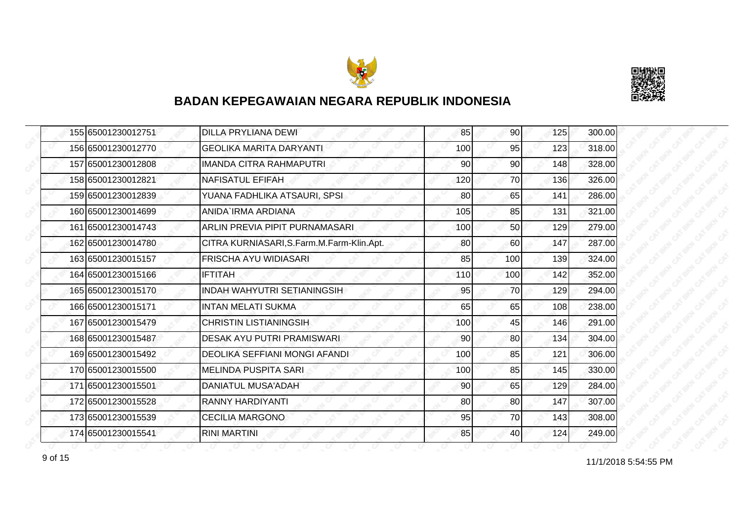# BADAN KEPEGAWAIAN NEGARA REPUBLIK INDONESIA

| | | | | | | |
|---|---|---|---|---|---|---|
| 155 | 65001230012751 | DILLA PRYLIANA DEWI | 85 | 90 | 125 | 300.00 |
| 156 | 65001230012770 | GEOLIKA MARITA DARYANTI | 100 | 95 | 123 | 318.00 |
| 157 | 65001230012808 | IMANDA CITRA RAHMAPUTRI | 90 | 90 | 148 | 328.00 |
| 158 | 65001230012821 | NAFISATUL EFIFAH | 120 | 70 | 136 | 326.00 |
| 159 | 65001230012839 | YUANA FADHLIKA ATSAURI, SPSI | 80 | 65 | 141 | 286.00 |
| 160 | 65001230014699 | ANIDA`IRMA ARDIANA | 105 | 85 | 131 | 321.00 |
| 161 | 65001230014743 | ARLIN PREVIA PIPIT PURNAMASARI | 100 | 50 | 129 | 279.00 |
| 162 | 65001230014780 | CITRA KURNIASARI,S.Farm.M.Farm-Klin.Apt. | 80 | 60 | 147 | 287.00 |
| 163 | 65001230015157 | FRISCHA AYU WIDIASARI | 85 | 100 | 139 | 324.00 |
| 164 | 65001230015166 | IFTITAH | 110 | 100 | 142 | 352.00 |
| 165 | 65001230015170 | INDAH WAHYUTRI SETIANINGSIH | 95 | 70 | 129 | 294.00 |
| 166 | 65001230015171 | INTAN MELATI SUKMA | 65 | 65 | 108 | 238.00 |
| 167 | 65001230015479 | CHRISTIN LISTIANINGSIH | 100 | 45 | 146 | 291.00 |
| 168 | 65001230015487 | DESAK AYU PUTRI PRAMISWARI | 90 | 80 | 134 | 304.00 |
| 169 | 65001230015492 | DEOLIKA SEFFIANI MONGI AFANDI | 100 | 85 | 121 | 306.00 |
| 170 | 65001230015500 | MELINDA PUSPITA SARI | 100 | 85 | 145 | 330.00 |
| 171 | 65001230015501 | DANIATUL MUSA'ADAH | 90 | 65 | 129 | 284.00 |
| 172 | 65001230015528 | RANNY HARDIYANTI | 80 | 80 | 147 | 307.00 |
| 173 | 65001230015539 | CECILIA MARGONO | 95 | 70 | 143 | 308.00 |
| 174 | 65001230015541 | RINI MARTINI | 85 | 40 | 124 | 249.00 |

11/1/2018 5:54:55 PM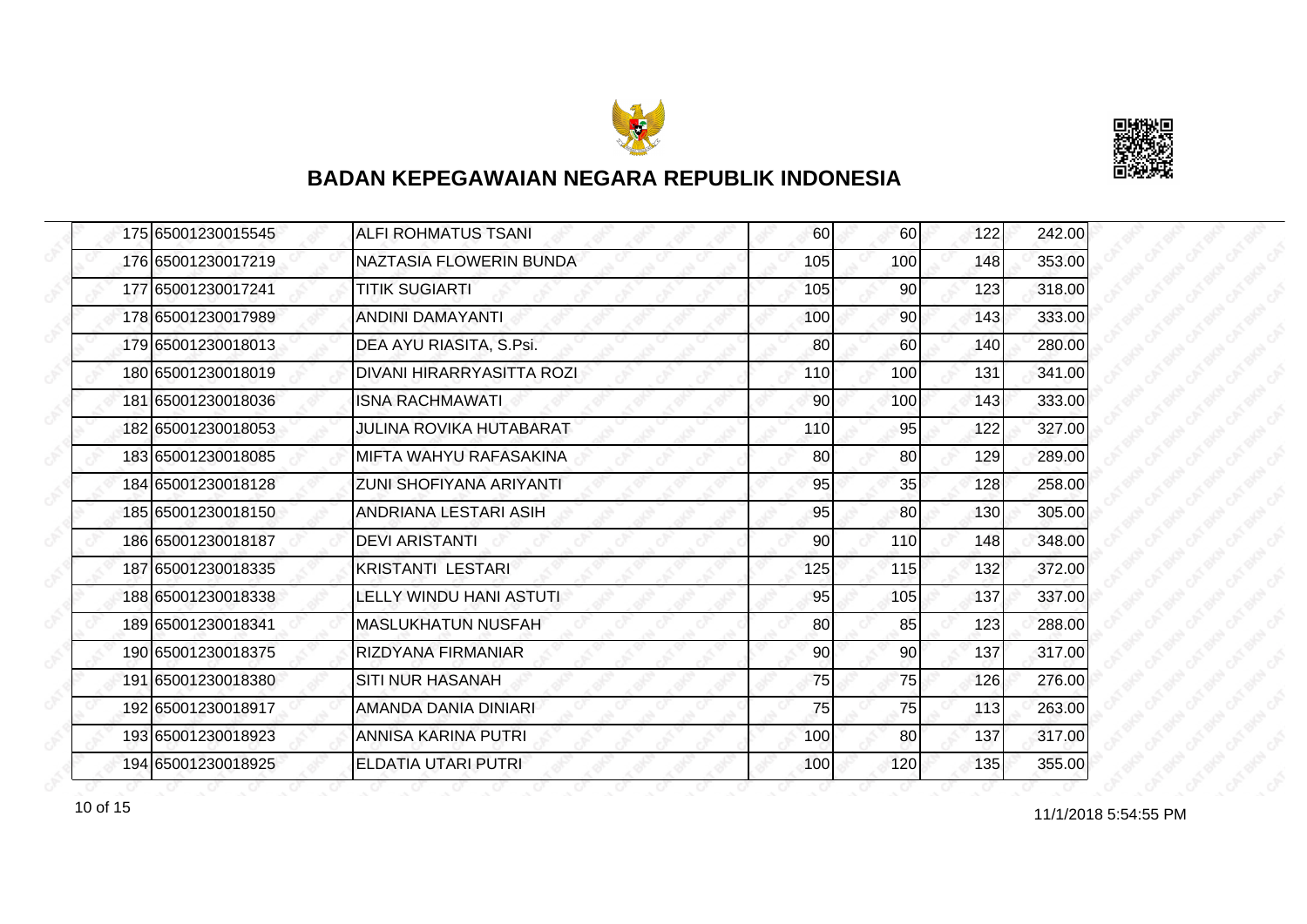# BADAN KEPEGAWAIAN NEGARA REPUBLIK INDONESIA

| | | | | | | |
|---|---|---|---|---|---|---|
| 175 | 65001230015545 | ALFI ROHMATUS TSANI | 60 | 60 | 122 | 242.00 |
| 176 | 65001230017219 | NAZTASIA FLOWERIN BUNDA | 105 | 100 | 148 | 353.00 |
| 177 | 65001230017241 | TITIK SUGIARTI | 105 | 90 | 123 | 318.00 |
| 178 | 65001230017989 | ANDINI DAMAYANTI | 100 | 90 | 143 | 333.00 |
| 179 | 65001230018013 | DEA AYU RIASITA, S.Psi. | 80 | 60 | 140 | 280.00 |
| 180 | 65001230018019 | DIVANI HIRARRYASITTA ROZI | 110 | 100 | 131 | 341.00 |
| 181 | 65001230018036 | ISNA RACHMAWATI | 90 | 100 | 143 | 333.00 |
| 182 | 65001230018053 | JULINA ROVIKA HUTABARAT | 110 | 95 | 122 | 327.00 |
| 183 | 65001230018085 | MIFTA WAHYU RAFASAKINA | 80 | 80 | 129 | 289.00 |
| 184 | 65001230018128 | ZUNI SHOFIYANA ARIYANTI | 95 | 35 | 128 | 258.00 |
| 185 | 65001230018150 | ANDRIANA LESTARI ASIH | 95 | 80 | 130 | 305.00 |
| 186 | 65001230018187 | DEVI ARISTANTI | 90 | 110 | 148 | 348.00 |
| 187 | 65001230018335 | KRISTANTI LESTARI | 125 | 115 | 132 | 372.00 |
| 188 | 65001230018338 | LELLY WINDU HANI ASTUTI | 95 | 105 | 137 | 337.00 |
| 189 | 65001230018341 | MASLUKHATUN NUSFAH | 80 | 85 | 123 | 288.00 |
| 190 | 65001230018375 | RIZDYANA FIRMANIAR | 90 | 90 | 137 | 317.00 |
| 191 | 65001230018380 | SITI NUR HASANAH | 75 | 75 | 126 | 276.00 |
| 192 | 65001230018917 | AMANDA DANIA DINIARI | 75 | 75 | 113 | 263.00 |
| 193 | 65001230018923 | ANNISA KARINA PUTRI | 100 | 80 | 137 | 317.00 |
| 194 | 65001230018925 | ELDATIA UTARI PUTRI | 100 | 120 | 135 | 355.00 |

11/1/2018 5:54:55 PM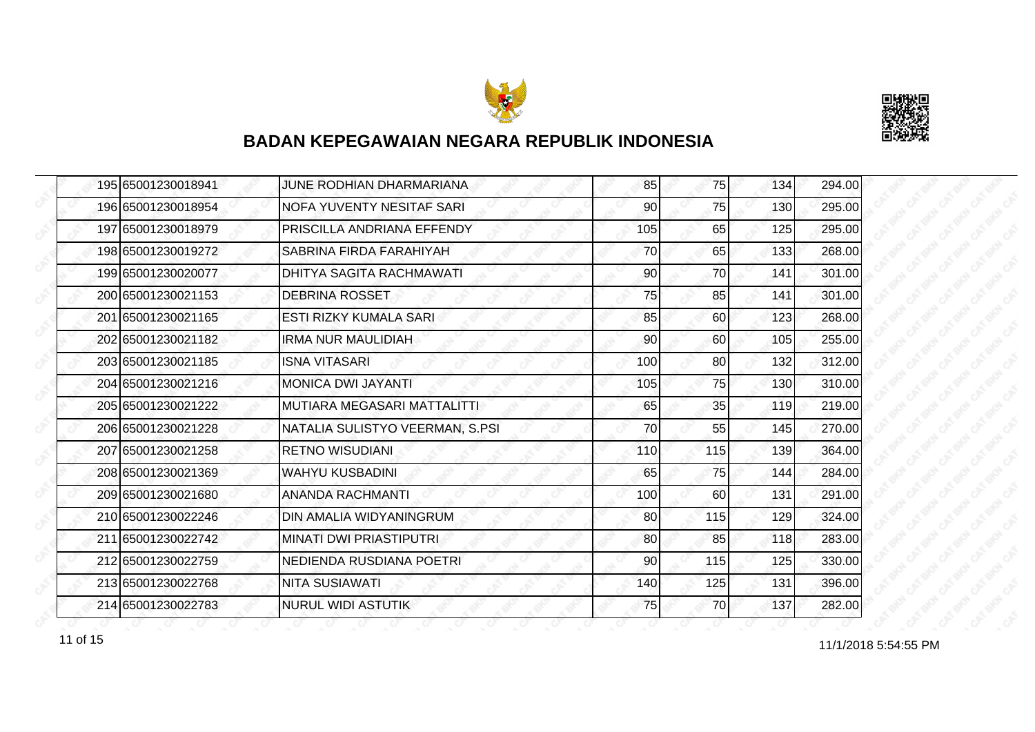## BADAN KEPEGAWAIAN NEGARA REPUBLIK INDONESIA

| | | | | | | |
|---|---|---|---|---|---|---|
| 195 | 65001230018941 | JUNE RODHIAN DHARMARIANA | 85 | 75 | 134 | 294.00 |
| 196 | 65001230018954 | NOFA YUVENTY NESITAF SARI | 90 | 75 | 130 | 295.00 |
| 197 | 65001230018979 | PRISCILLA ANDRIANA EFFENDY | 105 | 65 | 125 | 295.00 |
| 198 | 65001230019272 | SABRINA FIRDA FARAHIYAH | 70 | 65 | 133 | 268.00 |
| 199 | 65001230020077 | DHITYA SAGITA RACHMAWATI | 90 | 70 | 141 | 301.00 |
| 200 | 65001230021153 | DEBRINA ROSSET | 75 | 85 | 141 | 301.00 |
| 201 | 65001230021165 | ESTI RIZKY KUMALA SARI | 85 | 60 | 123 | 268.00 |
| 202 | 65001230021182 | IRMA NUR MAULIDIAH | 90 | 60 | 105 | 255.00 |
| 203 | 65001230021185 | ISNA VITASARI | 100 | 80 | 132 | 312.00 |
| 204 | 65001230021216 | MONICA DWI JAYANTI | 105 | 75 | 130 | 310.00 |
| 205 | 65001230021222 | MUTIARA MEGASARI MATTALITTI | 65 | 35 | 119 | 219.00 |
| 206 | 65001230021228 | NATALIA SULISTYO VEERMAN, S.PSI | 70 | 55 | 145 | 270.00 |
| 207 | 65001230021258 | RETNO WISUDIANI | 110 | 115 | 139 | 364.00 |
| 208 | 65001230021369 | WAHYU KUSBADINI | 65 | 75 | 144 | 284.00 |
| 209 | 65001230021680 | ANANDA RACHMANTI | 100 | 60 | 131 | 291.00 |
| 210 | 65001230022246 | DIN AMALIA WIDYANINGRUM | 80 | 115 | 129 | 324.00 |
| 211 | 65001230022742 | MINATI DWI PRIASTIPUTRI | 80 | 85 | 118 | 283.00 |
| 212 | 65001230022759 | NEDIENDA RUSDIANA POETRI | 90 | 115 | 125 | 330.00 |
| 213 | 65001230022768 | NITA SUSIAWATI | 140 | 125 | 131 | 396.00 |
| 214 | 65001230022783 | NURUL WIDI ASTUTIK | 75 | 70 | 137 | 282.00 |

11/1/2018 5:54:55 PM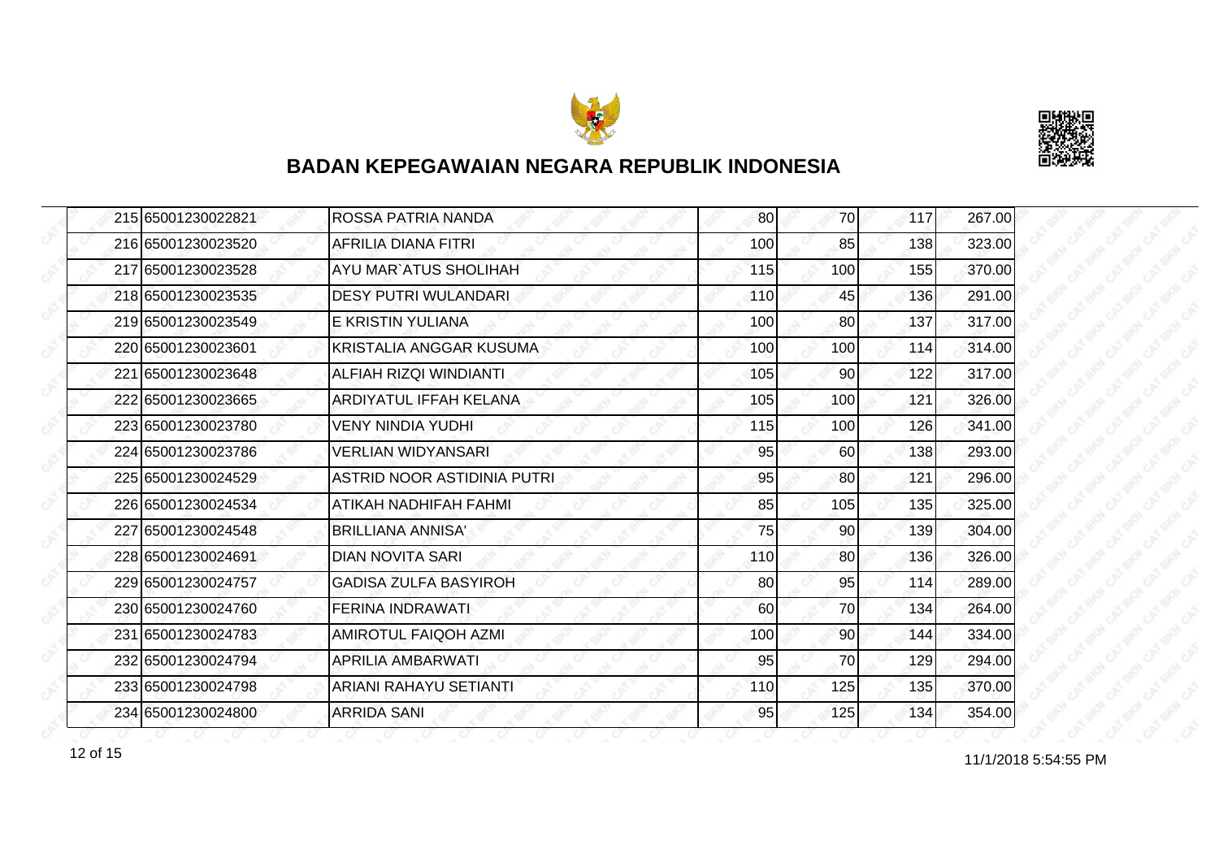# BADAN KEPEGAWAIAN NEGARA REPUBLIK INDONESIA

| | | | | | | |
|---|---|---|---|---|---|---|
| 215 | 65001230022821 | ROSSA PATRIA NANDA | 80 | 70 | 117 | 267.00 |
| 216 | 65001230023520 | AFRILIA DIANA FITRI | 100 | 85 | 138 | 323.00 |
| 217 | 65001230023528 | AYU MAR`ATUS SHOLIHAH | 115 | 100 | 155 | 370.00 |
| 218 | 65001230023535 | DESY PUTRI WULANDARI | 110 | 45 | 136 | 291.00 |
| 219 | 65001230023549 | E KRISTIN YULIANA | 100 | 80 | 137 | 317.00 |
| 220 | 65001230023601 | KRISTALIA ANGGAR KUSUMA | 100 | 100 | 114 | 314.00 |
| 221 | 65001230023648 | ALFIAH RIZQI WINDIANTI | 105 | 90 | 122 | 317.00 |
| 222 | 65001230023665 | ARDIYATUL IFFAH KELANA | 105 | 100 | 121 | 326.00 |
| 223 | 65001230023780 | VENY NINDIA YUDHI | 115 | 100 | 126 | 341.00 |
| 224 | 65001230023786 | VERLIAN WIDYANSARI | 95 | 60 | 138 | 293.00 |
| 225 | 65001230024529 | ASTRID NOOR ASTIDINIA PUTRI | 95 | 80 | 121 | 296.00 |
| 226 | 65001230024534 | ATIKAH NADHIFAH FAHMI | 85 | 105 | 135 | 325.00 |
| 227 | 65001230024548 | BRILLIANA ANNISA' | 75 | 90 | 139 | 304.00 |
| 228 | 65001230024691 | DIAN NOVITA SARI | 110 | 80 | 136 | 326.00 |
| 229 | 65001230024757 | GADISA ZULFA BASYIROH | 80 | 95 | 114 | 289.00 |
| 230 | 65001230024760 | FERINA INDRAWATI | 60 | 70 | 134 | 264.00 |
| 231 | 65001230024783 | AMIROTUL FAIQOH AZMI | 100 | 90 | 144 | 334.00 |
| 232 | 65001230024794 | APRILIA AMBARWATI | 95 | 70 | 129 | 294.00 |
| 233 | 65001230024798 | ARIANI RAHAYU SETIANTI | 110 | 125 | 135 | 370.00 |
| 234 | 65001230024800 | ARRIDA SANI | 95 | 125 | 134 | 354.00 |

11/1/2018 5:54:55 PM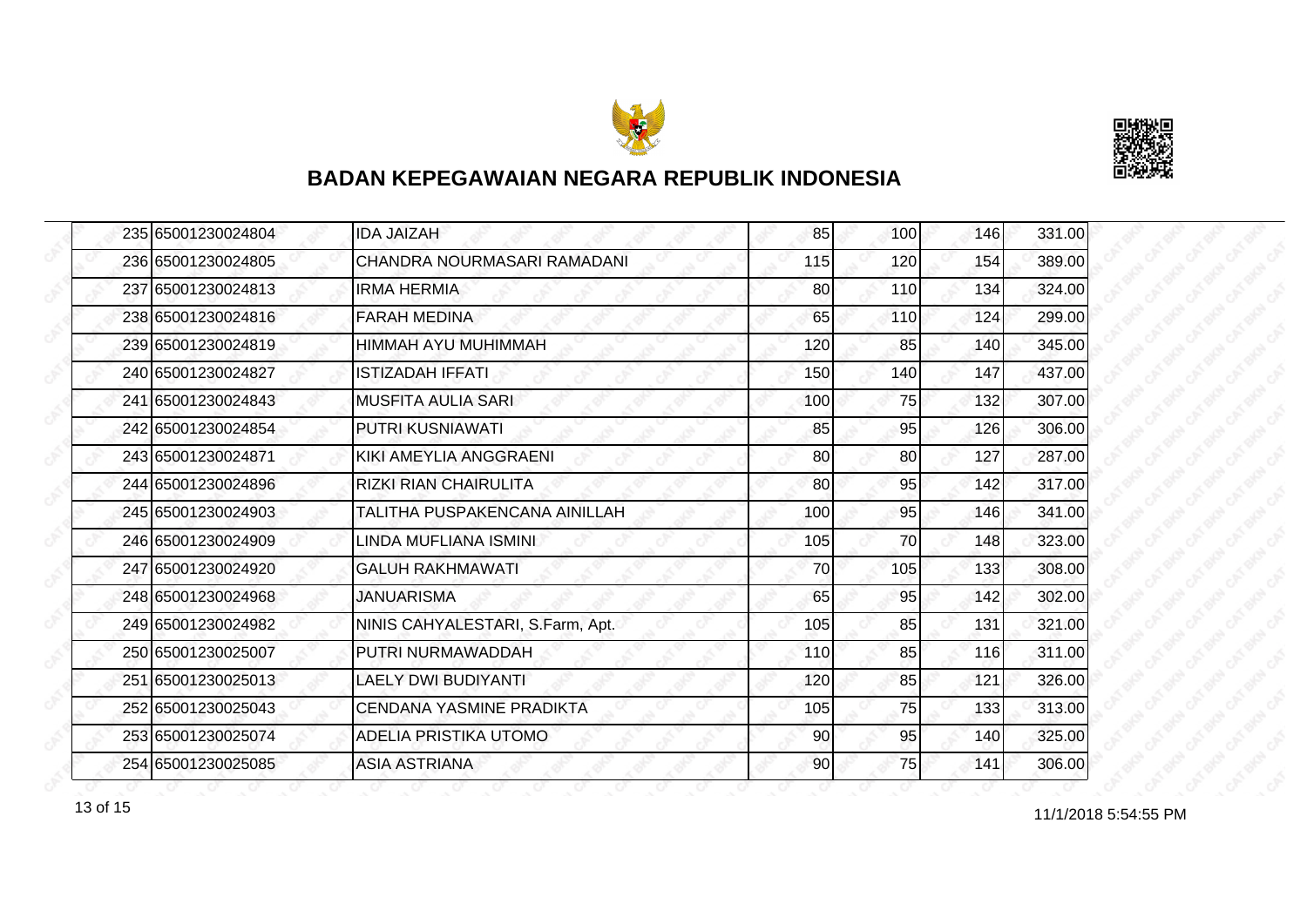# BADAN KEPEGAWAIAN NEGARA REPUBLIK INDONESIA

| | | | | | | |
|---|---|---|---|---|---|---|
| 235 | 65001230024804 | IDA JAIZAH | 85 | 100 | 146 | 331.00 |
| 236 | 65001230024805 | CHANDRA NOURMASARI RAMADANI | 115 | 120 | 154 | 389.00 |
| 237 | 65001230024813 | IRMA HERMIA | 80 | 110 | 134 | 324.00 |
| 238 | 65001230024816 | FARAH MEDINA | 65 | 110 | 124 | 299.00 |
| 239 | 65001230024819 | HIMMAH AYU MUHIMMAH | 120 | 85 | 140 | 345.00 |
| 240 | 65001230024827 | ISTIZADAH IFFATI | 150 | 140 | 147 | 437.00 |
| 241 | 65001230024843 | MUSFITA AULIA SARI | 100 | 75 | 132 | 307.00 |
| 242 | 65001230024854 | PUTRI KUSNIAWATI | 85 | 95 | 126 | 306.00 |
| 243 | 65001230024871 | KIKI AMEYLIA ANGGRAENI | 80 | 80 | 127 | 287.00 |
| 244 | 65001230024896 | RIZKI RIAN CHAIRULITA | 80 | 95 | 142 | 317.00 |
| 245 | 65001230024903 | TALITHA PUSPAKENCANA AINILLAH | 100 | 95 | 146 | 341.00 |
| 246 | 65001230024909 | LINDA MUFLIANA ISMINI | 105 | 70 | 148 | 323.00 |
| 247 | 65001230024920 | GALUH RAKHMAWATI | 70 | 105 | 133 | 308.00 |
| 248 | 65001230024968 | JANUARISMA | 65 | 95 | 142 | 302.00 |
| 249 | 65001230024982 | NINIS CAHYALESTARI, S.Farm, Apt. | 105 | 85 | 131 | 321.00 |
| 250 | 65001230025007 | PUTRI NURMAWADDAH | 110 | 85 | 116 | 311.00 |
| 251 | 65001230025013 | LAELY DWI BUDIYANTI | 120 | 85 | 121 | 326.00 |
| 252 | 65001230025043 | CENDANA YASMINE PRADIKTA | 105 | 75 | 133 | 313.00 |
| 253 | 65001230025074 | ADELIA PRISTIKA UTOMO | 90 | 95 | 140 | 325.00 |
| 254 | 65001230025085 | ASIA ASTRIANA | 90 | 75 | 141 | 306.00 |

11/1/2018 5:54:55 PM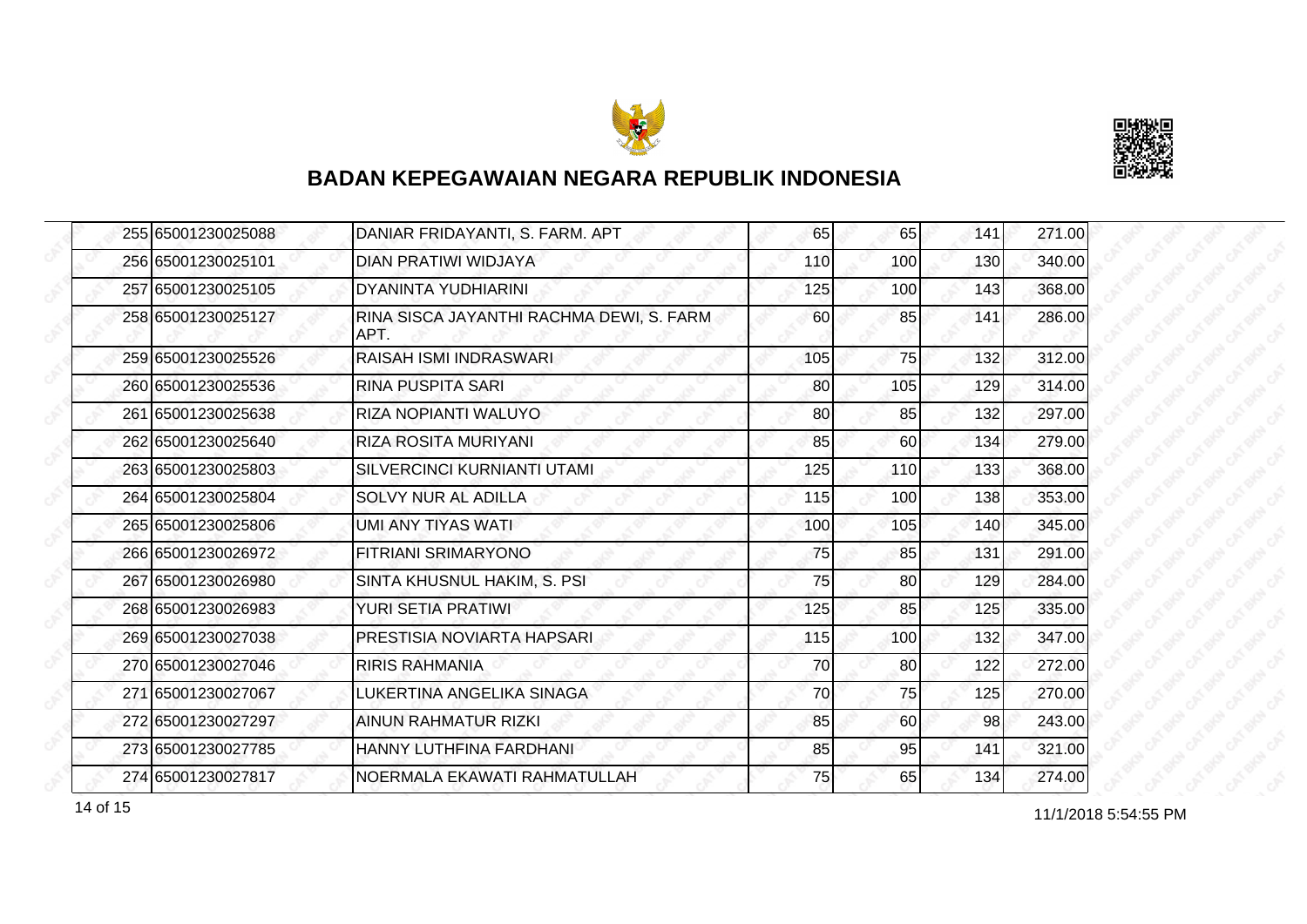## BADAN KEPEGAWAIAN NEGARA REPUBLIK INDONESIA

| | | | | | | |
|---|---|---|---|---|---|---|
| 255 | 65001230025088 | DANIAR FRIDAYANTI, S. FARM. APT | 65 | 65 | 141 | 271.00 |
| 256 | 65001230025101 | DIAN PRATIWI WIDJAYA | 110 | 100 | 130 | 340.00 |
| 257 | 65001230025105 | DYANINTA YUDHIARINI | 125 | 100 | 143 | 368.00 |
| 258 | 65001230025127 | RINA SISCA JAYANTHI RACHMA DEWI, S. FARM APT. | 60 | 85 | 141 | 286.00 |
| 259 | 65001230025526 | RAISAH ISMI INDRASWARI | 105 | 75 | 132 | 312.00 |
| 260 | 65001230025536 | RINA PUSPITA SARI | 80 | 105 | 129 | 314.00 |
| 261 | 65001230025638 | RIZA NOPIANTI WALUYO | 80 | 85 | 132 | 297.00 |
| 262 | 65001230025640 | RIZA ROSITA MURIYANI | 85 | 60 | 134 | 279.00 |
| 263 | 65001230025803 | SILVERCINCI KURNIANTI UTAMI | 125 | 110 | 133 | 368.00 |
| 264 | 65001230025804 | SOLVY NUR AL ADILLA | 115 | 100 | 138 | 353.00 |
| 265 | 65001230025806 | UMI ANY TIYAS WATI | 100 | 105 | 140 | 345.00 |
| 266 | 65001230026972 | FITRIANI SRIMARYONO | 75 | 85 | 131 | 291.00 |
| 267 | 65001230026980 | SINTA KHUSNUL HAKIM, S. PSI | 75 | 80 | 129 | 284.00 |
| 268 | 65001230026983 | YURI SETIA PRATIWI | 125 | 85 | 125 | 335.00 |
| 269 | 65001230027038 | PRESTISIA NOVIARTA HAPSARI | 115 | 100 | 132 | 347.00 |
| 270 | 65001230027046 | RIRIS RAHMANIA | 70 | 80 | 122 | 272.00 |
| 271 | 65001230027067 | LUKERTINA ANGELIKA SINAGA | 70 | 75 | 125 | 270.00 |
| 272 | 65001230027297 | AINUN RAHMATUR RIZKI | 85 | 60 | 98 | 243.00 |
| 273 | 65001230027785 | HANNY LUTHFINA FARDHANI | 85 | 95 | 141 | 321.00 |
| 274 | 65001230027817 | NOERMALA EKAWATI RAHMATULLAH | 75 | 65 | 134 | 274.00 |

11/1/2018 5:54:55 PM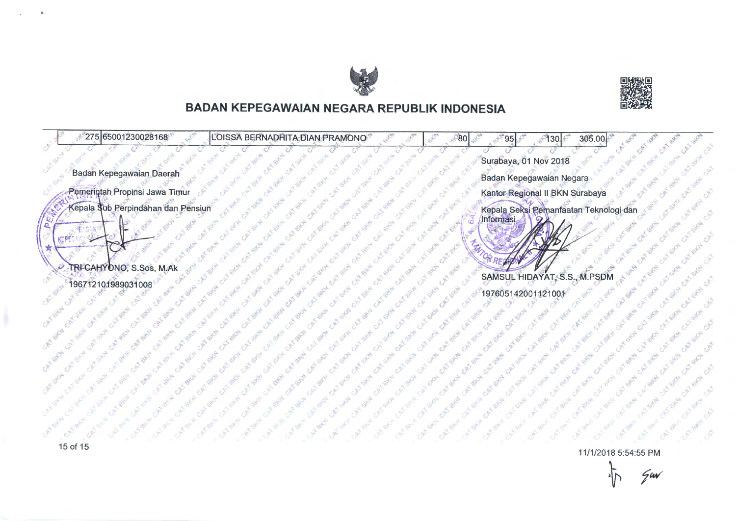# BADAN KEPEGAWAIAN NEGARA REPUBLIK INDONESIA

| | | | | | | |
|---|---|---|---|---|---|---|
| 275 | 65001230028168 | LOISSA BERNADHITA DIAN PRAMONO | 80 | 95 | 130 | 305.00 |

Surabaya, 01 Nov 2018

Badan Kepegawaian Daerah

Pemerintah Propinsi Jawa Timur

Kepala Sub Perpindahan dan Pensiun

TRI CAHYONO, S.Sos, M.Ak

196712101989031008

Badan Kepegawaian Negara

Kantor Regional II BKN Surabaya

Kepala Seksi Pemanfaatan Teknologi dan Informasi

SAMSUL HIDAYAT, S.S., M.PSDM

197605142001121001

11/1/2018 5:54:55 PM